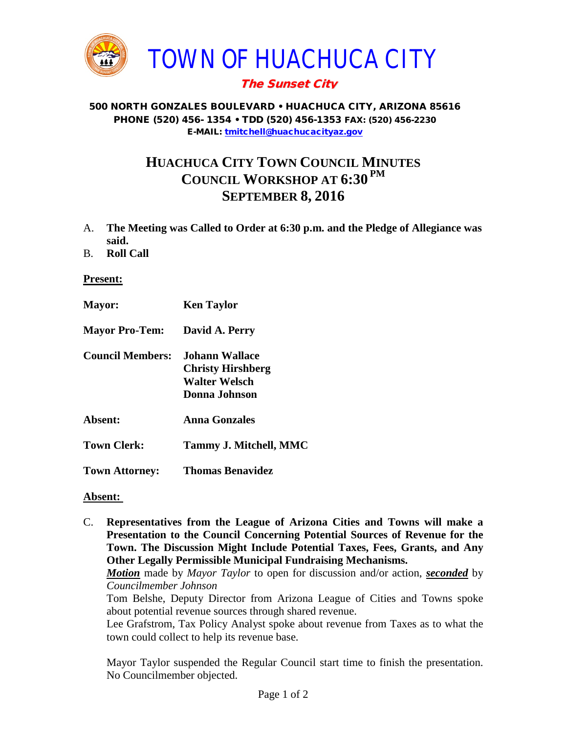# TOWN OF HUACHUCA CITY

***The Sunset City***

**500 NORTH GONZALES BOULEVARD • HUACHUCA CITY, ARIZONA 85616**
**PHONE (520) 456- 1354 • TDD (520) 456-1353 FAX: (520) 456-2230**
**E-MAIL: tmitchell@huachucacityaz.gov**

## HUACHUCA CITY TOWN COUNCIL MINUTES
## COUNCIL WORKSHOP AT 6:30 PM
## SEPTEMBER 8, 2016

A. **The Meeting was Called to Order at 6:30 p.m. and the Pledge of Allegiance was said.**

B. **Roll Call**

**Present:**

| | |
|---|---|
| **Mayor:** | **Ken Taylor** |
| **Mayor Pro-Tem:** | **David A. Perry** |
| **Council Members:** | **Johann Wallace**<br>**Christy Hirshberg**<br>**Walter Welsch**<br>**Donna Johnson** |
| **Absent:** | **Anna Gonzales** |
| **Town Clerk:** | **Tammy J. Mitchell, MMC** |
| **Town Attorney:** | **Thomas Benavidez** |

**Absent:**

C. **Representatives from the League of Arizona Cities and Towns will make a Presentation to the Council Concerning Potential Sources of Revenue for the Town. The Discussion Might Include Potential Taxes, Fees, Grants, and Any Other Legally Permissible Municipal Fundraising Mechanisms.**

***Motion*** made by *Mayor Taylor* to open for discussion and/or action, ***seconded*** by *Councilmember Johnson*

Tom Belshe, Deputy Director from Arizona League of Cities and Towns spoke about potential revenue sources through shared revenue.

Lee Grafstrom, Tax Policy Analyst spoke about revenue from Taxes as to what the town could collect to help its revenue base.

Mayor Taylor suspended the Regular Council start time to finish the presentation. No Councilmember objected.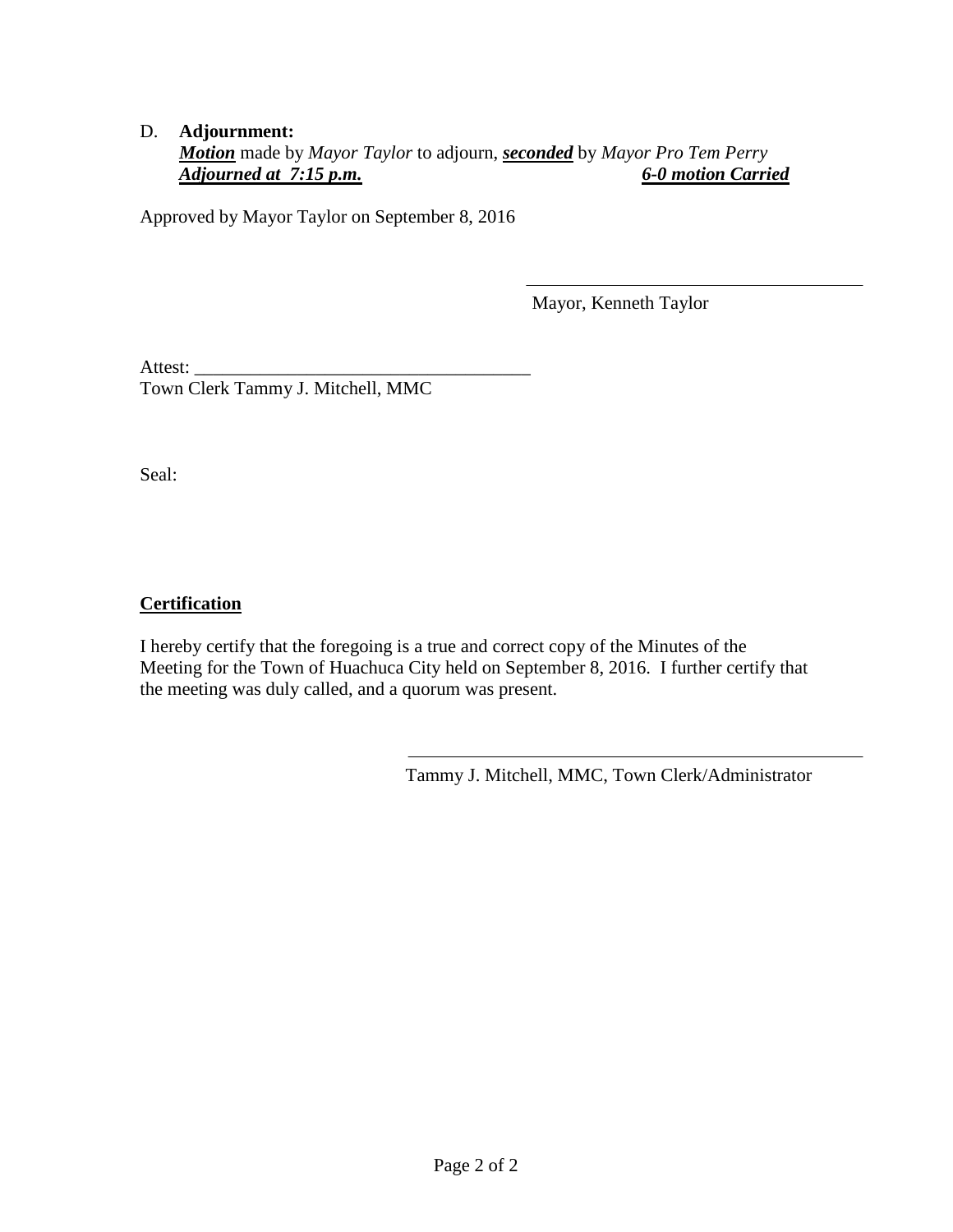D. **Adjournment:**
***Motion*** made by *Mayor Taylor* to adjourn, ***seconded*** by *Mayor Pro Tem Perry*
***Adjourned at 7:15 p.m.*** ***6-0 motion Carried***

Approved by Mayor Taylor on September 8, 2016

\_\_\_\_\_\_\_\_\_\_\_\_\_\_\_\_\_\_\_\_\_\_\_\_\_\_\_\_\_\_\_\_\_\_\_\_
Mayor, Kenneth Taylor

Attest: \_\_\_\_\_\_\_\_\_\_\_\_\_\_\_\_\_\_\_\_\_\_\_\_\_\_\_\_\_\_\_\_\_\_\_\_
Town Clerk Tammy J. Mitchell, MMC

Seal:

**Certification**

I hereby certify that the foregoing is a true and correct copy of the Minutes of the Meeting for the Town of Huachuca City held on September 8, 2016. I further certify that the meeting was duly called, and a quorum was present.

\_\_\_\_\_\_\_\_\_\_\_\_\_\_\_\_\_\_\_\_\_\_\_\_\_\_\_\_\_\_\_\_\_\_\_\_\_\_\_\_\_\_\_\_\_\_
Tammy J. Mitchell, MMC, Town Clerk/Administrator